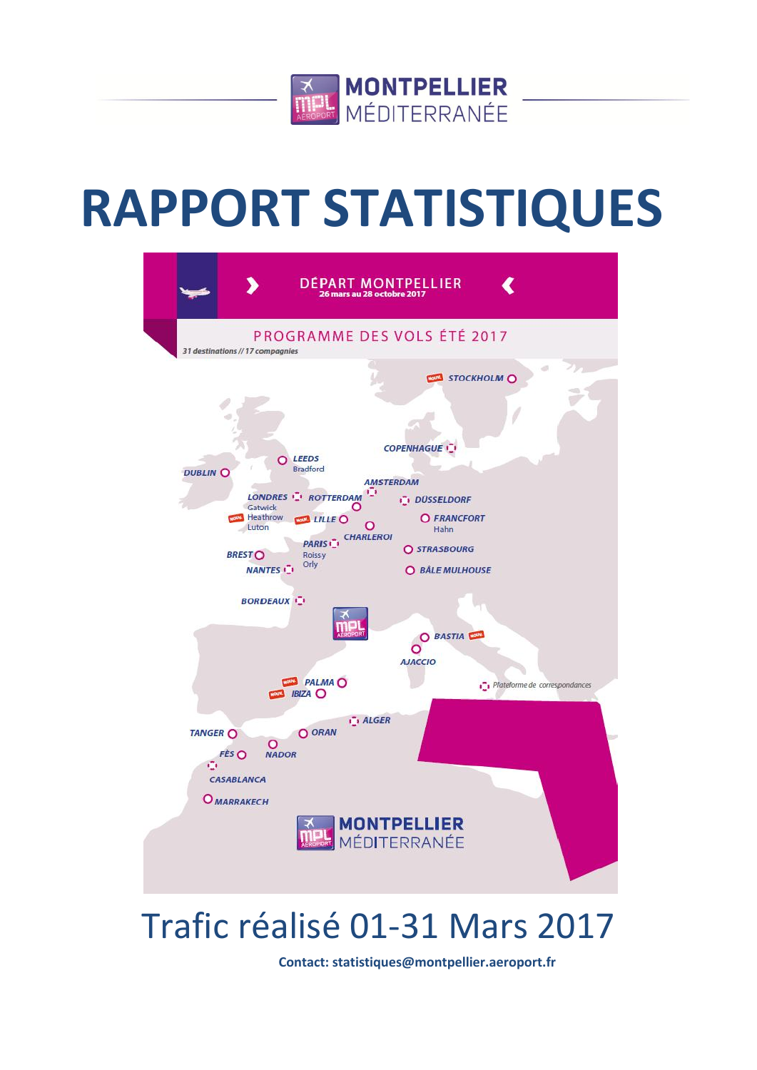MONTPELLIER MÉDITERRANÉE

# RAPPORT STATISTIQUES

DÉPART MONTPELLIER
26 mars au 28 octobre 2017

PROGRAMME DES VOLS ÉTÉ 2017

*31 destinations // 17 compagnies*

STOCKHOLM, COPENHAGUE, LEEDS Bradford, DUBLIN, AMSTERDAM, LONDRES Gatwick Heathrow Luton, ROTTERDAM, DÜSSELDORF, FRANCFORT Hahn, LILLE, CHARLEROI, PARIS Roissy Orly, STRASBOURG, BREST, NANTES, BÂLE MULHOUSE, BORDEAUX, BASTIA, AJACCIO, PALMA, IBIZA, ALGER, TANGER, ORAN, FÈS, NADOR, CASABLANCA, MARRAKECH

*Plateforme de correspondances*

# Trafic réalisé 01-31 Mars 2017

**Contact: statistiques@montpellier.aeroport.fr**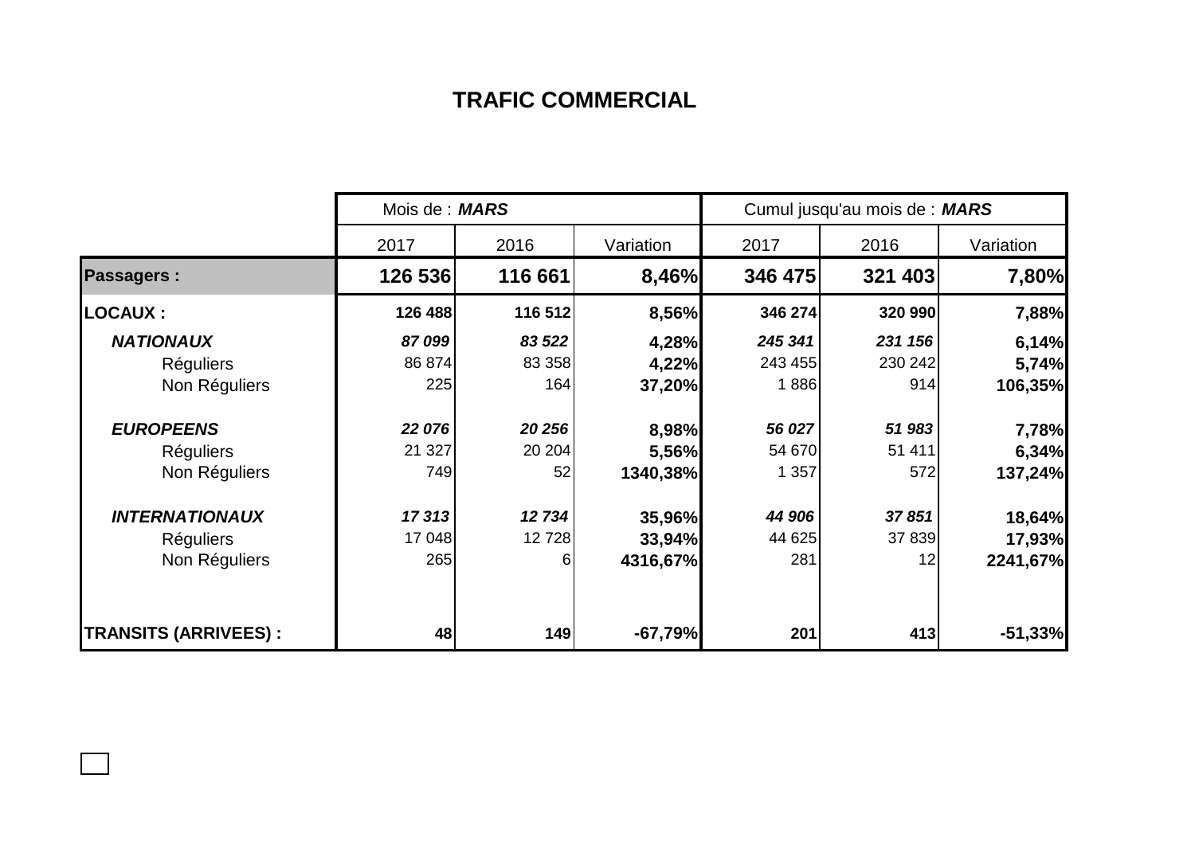# TRAFIC COMMERCIAL

| | Mois de : ***MARS*** | | | Cumul jusqu'au mois de : ***MARS*** | | |
|---|---|---|---|---|---|---|
| | 2017 | 2016 | Variation | 2017 | 2016 | Variation |
| **Passagers :** | **126 536** | **116 661** | **8,46%** | **346 475** | **321 403** | **7,80%** |
| **LOCAUX :** | **126 488** | **116 512** | **8,56%** | **346 274** | **320 990** | **7,88%** |
| ***NATIONAUX*** | ***87 099*** | ***83 522*** | **4,28%** | ***245 341*** | ***231 156*** | **6,14%** |
| Réguliers | 86 874 | 83 358 | **4,22%** | 243 455 | 230 242 | **5,74%** |
| Non Réguliers | 225 | 164 | **37,20%** | 1 886 | 914 | **106,35%** |
| ***EUROPEENS*** | ***22 076*** | ***20 256*** | **8,98%** | ***56 027*** | ***51 983*** | **7,78%** |
| Réguliers | 21 327 | 20 204 | **5,56%** | 54 670 | 51 411 | **6,34%** |
| Non Réguliers | 749 | 52 | **1340,38%** | 1 357 | 572 | **137,24%** |
| ***INTERNATIONAUX*** | ***17 313*** | ***12 734*** | **35,96%** | ***44 906*** | ***37 851*** | **18,64%** |
| Réguliers | 17 048 | 12 728 | **33,94%** | 44 625 | 37 839 | **17,93%** |
| Non Réguliers | 265 | 6 | **4316,67%** | 281 | 12 | **2241,67%** |
| **TRANSITS (ARRIVEES) :** | **48** | **149** | **-67,79%** | **201** | **413** | **-51,33%** |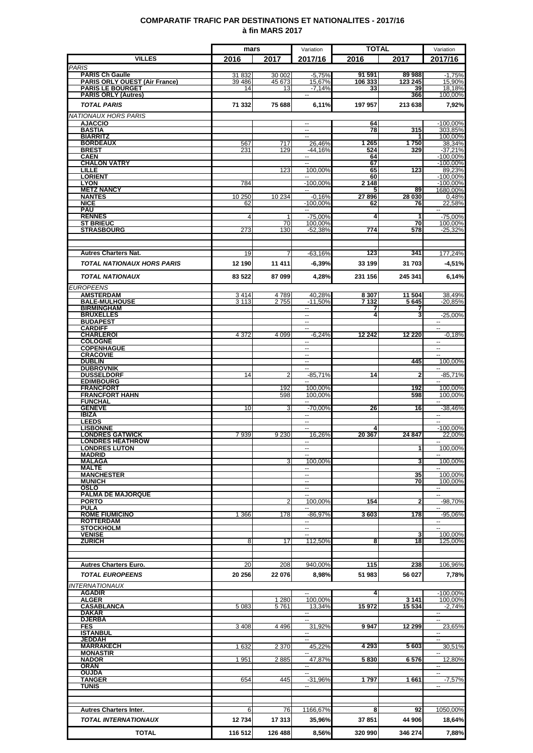## COMPARATIF TRAFIC PAR DESTINATIONS ET NATIONALITES - 2017/16
## à fin MARS 2017

| VILLES | mars 2016 | mars 2017 | Variation 2017/16 | TOTAL 2016 | TOTAL 2017 | Variation 2017/16 |
|---|---|---|---|---|---|---|
| *PARIS* | | | | | | |
| **PARIS Ch Gaulle** | 31 832 | 30 002 | -5,75% | 91 591 | 89 988 | -1,75% |
| **PARIS ORLY OUEST (Air France)** | 39 486 | 45 673 | 15,67% | 106 333 | 123 245 | 15,90% |
| **PARIS LE BOURGET** | 14 | 13 | -7,14% | 33 | 39 | 18,18% |
| **PARIS ORLY (Autres)** | | | -- | | 366 | 100,00% |
| ***TOTAL PARIS*** | **71 332** | **75 688** | **6,11%** | **197 957** | **213 638** | **7,92%** |
| *NATIONAUX HORS PARIS* | | | | | | |
| **AJACCIO** | | | -- | 64 | | -100,00% |
| **BASTIA** | | | -- | 78 | 315 | 303,85% |
| **BIARRITZ** | | | -- | | 1 | 100,00% |
| **BORDEAUX** | 567 | 717 | 26,46% | 1 265 | 1 750 | 38,34% |
| **BREST** | 231 | 129 | -44,16% | 524 | 329 | -37,21% |
| **CAEN** | | | -- | 64 | | -100,00% |
| **CHALON VATRY** | | | -- | 67 | | -100,00% |
| **LILLE** | | 123 | 100,00% | 65 | 123 | 89,23% |
| **LORIENT** | | | -- | 60 | | -100,00% |
| **LYON** | 784 | | -100,00% | 2 148 | | -100,00% |
| **METZ NANCY** | | | -- | 5 | 89 | 1680,00% |
| **NANTES** | 10 250 | 10 234 | -0,16% | 27 896 | 28 030 | 0,48% |
| **NICE** | 62 | | -100,00% | 62 | 76 | 22,58% |
| **PAU** | | | | | | -- |
| **RENNES** | 4 | 1 | -75,00% | 4 | 1 | -75,00% |
| **ST BRIEUC** | | 70 | 100,00% | | 70 | 100,00% |
| **STRASBOURG** | 273 | 130 | -52,38% | 774 | 578 | -25,32% |
| **Autres Charters Nat.** | 19 | 7 | -63,16% | 123 | 341 | 177,24% |
| ***TOTAL NATIONAUX HORS PARIS*** | **12 190** | **11 411** | **-6,39%** | **33 199** | **31 703** | **-4,51%** |
| ***TOTAL NATIONAUX*** | **83 522** | **87 099** | **4,28%** | **231 156** | **245 341** | **6,14%** |
| *EUROPEENS* | | | | | | |
| **AMSTERDAM** | 3 414 | 4 789 | 40,28% | 8 307 | 11 504 | 38,49% |
| **BALE-MULHOUSE** | 3 113 | 2 755 | -11,50% | 7 132 | 5 645 | -20,85% |
| **BIRMINGHAM** | | | -- | 7 | 7 | |
| **BRUXELLES** | | | -- | 4 | 3 | -25,00% |
| **BUDAPEST** | | | -- | | | -- |
| **CARDIFF** | | | -- | | | -- |
| **CHARLEROI** | 4 372 | 4 099 | -6,24% | 12 242 | 12 220 | -0,18% |
| **COLOGNE** | | | -- | | | -- |
| **COPENHAGUE** | | | -- | | | -- |
| **CRACOVIE** | | | -- | | | -- |
| **DUBLIN** | | | -- | | 445 | 100,00% |
| **DUBROVNIK** | | | -- | | | -- |
| **DUSSELDORF** | 14 | 2 | -85,71% | 14 | 2 | -85,71% |
| **EDIMBOURG** | | | -- | | | -- |
| **FRANCFORT** | | 192 | 100,00% | | 192 | 100,00% |
| **FRANCFORT HAHN** | | 598 | 100,00% | | 598 | 100,00% |
| **FUNCHAL** | | | -- | | | -- |
| **GENEVE** | 10 | 3 | -70,00% | 26 | 16 | -38,46% |
| **IBIZA** | | | -- | | | -- |
| **LEEDS** | | | -- | | | -- |
| **LISBONNE** | | | -- | 4 | | -100,00% |
| **LONDRES GATWICK** | 7 939 | 9 230 | 16,26% | 20 367 | 24 847 | 22,00% |
| **LONDRES HEATHROW** | | | -- | | | -- |
| **LONDRES LUTON** | | | -- | | 1 | 100,00% |
| **MADRID** | | | -- | | | -- |
| **MALAGA** | | 3 | 100,00% | | 3 | 100,00% |
| **MALTE** | | | -- | | | -- |
| **MANCHESTER** | | | -- | | 35 | 100,00% |
| **MUNICH** | | | -- | | 70 | 100,00% |
| **OSLO** | | | -- | | | -- |
| **PALMA DE MAJORQUE** | | | -- | | | -- |
| **PORTO** | | 2 | 100,00% | 154 | 2 | -98,70% |
| **PULA** | | | -- | | | -- |
| **ROME FIUMICINO** | 1 366 | 178 | -86,97% | 3 603 | 178 | -95,06% |
| **ROTTERDAM** | | | -- | | | -- |
| **STOCKHOLM** | | | -- | | | -- |
| **VENISE** | | | -- | | 3 | 100,00% |
| **ZURICH** | 8 | 17 | 112,50% | 8 | 18 | 125,00% |
| **Autres Charters Euro.** | 20 | 208 | 940,00% | 115 | 238 | 106,96% |
| ***TOTAL EUROPEENS*** | **20 256** | **22 076** | **8,98%** | **51 983** | **56 027** | **7,78%** |
| *INTERNATIONAUX* | | | | | | |
| **AGADIR** | | | -- | 4 | | -100,00% |
| **ALGER** | | 1 280 | 100,00% | | 3 141 | 100,00% |
| **CASABLANCA** | 5 083 | 5 761 | 13,34% | 15 972 | 15 534 | -2,74% |
| **DAKAR** | | | -- | | | -- |
| **DJERBA** | | | -- | | | -- |
| **FES** | 3 408 | 4 496 | 31,92% | 9 947 | 12 299 | 23,65% |
| **ISTANBUL** | | | -- | | | -- |
| **JEDDAH** | | | -- | | | -- |
| **MARRAKECH** | 1 632 | 2 370 | 45,22% | 4 293 | 5 603 | 30,51% |
| **MONASTIR** | | | -- | | | -- |
| **NADOR** | 1 951 | 2 885 | 47,87% | 5 830 | 6 576 | 12,80% |
| **ORAN** | | | -- | | | -- |
| **OUJDA** | | | -- | | | -- |
| **TANGER** | 654 | 445 | -31,96% | 1 797 | 1 661 | -7,57% |
| **TUNIS** | | | -- | | | -- |
| **Autres Charters Inter.** | 6 | 76 | 1166,67% | 8 | 92 | 1050,00% |
| ***TOTAL INTERNATIONAUX*** | **12 734** | **17 313** | **35,96%** | **37 851** | **44 906** | **18,64%** |
| **TOTAL** | **116 512** | **126 488** | **8,56%** | **320 990** | **346 274** | **7,88%** |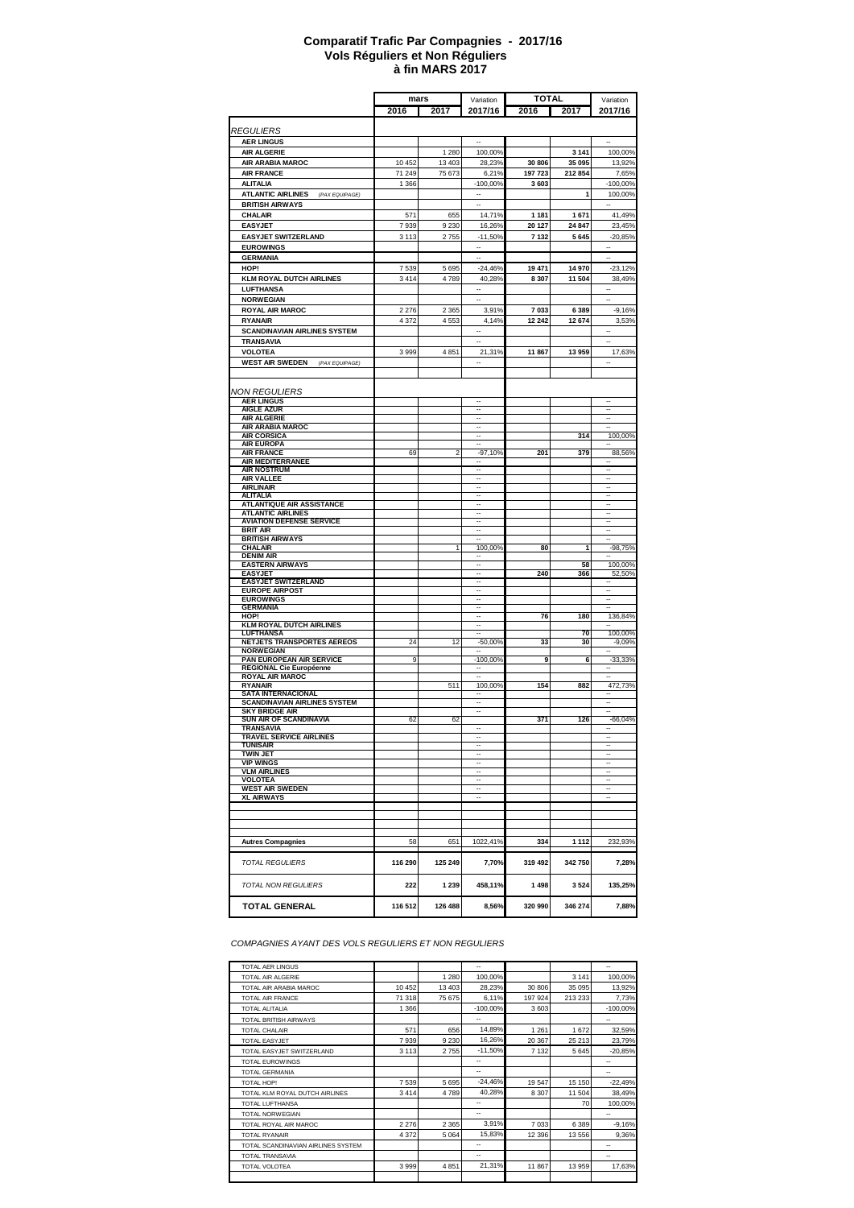# Comparatif Trafic Par Compagnies - 2017/16
## Vols Réguliers et Non Réguliers
## à fin MARS 2017

| | mars | | Variation | TOTAL | | Variation |
|---|---|---|---|---|---|---|
| | 2016 | 2017 | 2017/16 | 2016 | 2017 | 2017/16 |
| *REGULIERS* | | | | | | |
| AER LINGUS | | | -- | | | -- |
| AIR ALGERIE | | 1 280 | 100,00% | | 3 141 | 100,00% |
| AIR ARABIA MAROC | 10 452 | 13 403 | 28,23% | 30 806 | 35 095 | 13,92% |
| AIR FRANCE | 71 249 | 75 673 | 6,21% | 197 723 | 212 854 | 7,65% |
| ALITALIA | 1 366 | | -100,00% | 3 603 | | -100,00% |
| ATLANTIC AIRLINES (PAX EQUIPAGE) | | | -- | | 1 | 100,00% |
| BRITISH AIRWAYS | | | -- | | | -- |
| CHALAIR | 571 | 655 | 14,71% | 1 181 | 1 671 | 41,49% |
| EASYJET | 7 939 | 9 230 | 16,26% | 20 127 | 24 847 | 23,45% |
| EASYJET SWITZERLAND | 3 113 | 2 755 | -11,50% | 7 132 | 5 645 | -20,85% |
| EUROWINGS | | | -- | | | -- |
| GERMANIA | | | -- | | | -- |
| HOP! | 7 539 | 5 695 | -24,46% | 19 471 | 14 970 | -23,12% |
| KLM ROYAL DUTCH AIRLINES | 3 414 | 4 789 | 40,28% | 8 307 | 11 504 | 38,49% |
| LUFTHANSA | | | -- | | | -- |
| NORWEGIAN | | | -- | | | -- |
| ROYAL AIR MAROC | 2 276 | 2 365 | 3,91% | 7 033 | 6 389 | -9,16% |
| RYANAIR | 4 372 | 4 553 | 4,14% | 12 242 | 12 674 | 3,53% |
| SCANDINAVIAN AIRLINES SYSTEM | | | -- | | | -- |
| TRANSAVIA | | | -- | | | -- |
| VOLOTEA | 3 999 | 4 851 | 21,31% | 11 867 | 13 959 | 17,63% |
| WEST AIR SWEDEN (PAX EQUIPAGE) | | | -- | | | -- |
| *NON REGULIERS* | | | | | | |
| AER LINGUS | | | -- | | | -- |
| AIGLE AZUR | | | -- | | | -- |
| AIR ALGERIE | | | -- | | | -- |
| AIR ARABIA MAROC | | | -- | | | -- |
| AIR CORSICA | | | -- | | 314 | 100,00% |
| AIR EUROPA | | | -- | | | -- |
| AIR FRANCE | 69 | 2 | -97,10% | 201 | 379 | 88,56% |
| AIR MEDITERRANEE | | | -- | | | -- |
| AIR NOSTRUM | | | -- | | | -- |
| AIR VALLEE | | | -- | | | -- |
| AIRLINAIR | | | -- | | | -- |
| ALITALIA | | | -- | | | -- |
| ATLANTIQUE AIR ASSISTANCE | | | -- | | | -- |
| ATLANTIC AIRLINES | | | -- | | | -- |
| AVIATION DEFENSE SERVICE | | | -- | | | -- |
| BRIT AIR | | | -- | | | -- |
| BRITISH AIRWAYS | | | -- | | | -- |
| CHALAIR | | 1 | 100,00% | 80 | 1 | -98,75% |
| DENIM AIR | | | -- | | | -- |
| EASTERN AIRWAYS | | | -- | | 58 | 100,00% |
| EASYJET | | | -- | 240 | 366 | 52,50% |
| EASYJET SWITZERLAND | | | -- | | | -- |
| EUROPE AIRPOST | | | -- | | | -- |
| EUROWINGS | | | -- | | | -- |
| GERMANIA | | | -- | | | -- |
| HOP! | | | -- | 76 | 180 | 136,84% |
| KLM ROYAL DUTCH AIRLINES | | | -- | | | -- |
| LUFTHANSA | | | -- | | 70 | 100,00% |
| NETJETS TRANSPORTES AEREOS | 24 | 12 | -50,00% | 33 | 30 | -9,09% |
| NORWEGIAN | | | -- | | | -- |
| PAN EUROPEAN AIR SERVICE | 9 | | -100,00% | 9 | 6 | -33,33% |
| REGIONAL Cie Européenne | | | -- | | | -- |
| ROYAL AIR MAROC | | | -- | | | -- |
| RYANAIR | | 511 | 100,00% | 154 | 882 | 472,73% |
| SATA INTERNACIONAL | | | -- | | | -- |
| SCANDINAVIAN AIRLINES SYSTEM | | | -- | | | -- |
| SKY BRIDGE AIR | | | -- | | | -- |
| SUN AIR OF SCANDINAVIA | 62 | 62 | | 371 | 126 | -66,04% |
| TRANSAVIA | | | -- | | | -- |
| TRAVEL SERVICE AIRLINES | | | -- | | | -- |
| TUNISAIR | | | -- | | | -- |
| TWIN JET | | | -- | | | -- |
| VIP WINGS | | | -- | | | -- |
| VLM AIRLINES | | | -- | | | -- |
| VOLOTEA | | | -- | | | -- |
| WEST AIR SWEDEN | | | -- | | | -- |
| XL AIRWAYS | | | -- | | | -- |
| **Autres Compagnies** | 58 | 651 | 1022,41% | 334 | 1 112 | 232,93% |
| *TOTAL REGULIERS* | **116 290** | **125 249** | **7,70%** | **319 492** | **342 750** | **7,28%** |
| *TOTAL NON REGULIERS* | **222** | **1 239** | **458,11%** | **1 498** | **3 524** | **135,25%** |
| **TOTAL GENERAL** | **116 512** | **126 488** | **8,56%** | **320 990** | **346 274** | **7,88%** |

*COMPAGNIES AYANT DES VOLS REGULIERS ET NON REGULIERS*

| | | | | | | |
|---|---|---|---|---|---|---|
| TOTAL AER LINGUS | | | -- | | | -- |
| TOTAL AIR ALGERIE | | 1 280 | 100,00% | | 3 141 | 100,00% |
| TOTAL AIR ARABIA MAROC | 10 452 | 13 403 | 28,23% | 30 806 | 35 095 | 13,92% |
| TOTAL AIR FRANCE | 71 318 | 75 675 | 6,11% | 197 924 | 213 233 | 7,73% |
| TOTAL ALITALIA | 1 366 | | -100,00% | 3 603 | | -100,00% |
| TOTAL BRITISH AIRWAYS | | | -- | | | -- |
| TOTAL CHALAIR | 571 | 656 | 14,89% | 1 261 | 1 672 | 32,59% |
| TOTAL EASYJET | 7 939 | 9 230 | 16,26% | 20 367 | 25 213 | 23,79% |
| TOTAL EASYJET SWITZERLAND | 3 113 | 2 755 | -11,50% | 7 132 | 5 645 | -20,85% |
| TOTAL EUROWINGS | | | -- | | | -- |
| TOTAL GERMANIA | | | -- | | | -- |
| TOTAL HOP! | 7 539 | 5 695 | -24,46% | 19 547 | 15 150 | -22,49% |
| TOTAL KLM ROYAL DUTCH AIRLINES | 3 414 | 4 789 | 40,28% | 8 307 | 11 504 | 38,49% |
| TOTAL LUFTHANSA | | | -- | | 70 | 100,00% |
| TOTAL NORWEGIAN | | | -- | | | -- |
| TOTAL ROYAL AIR MAROC | 2 276 | 2 365 | 3,91% | 7 033 | 6 389 | -9,16% |
| TOTAL RYANAIR | 4 372 | 5 064 | 15,83% | 12 396 | 13 556 | 9,36% |
| TOTAL SCANDINAVIAN AIRLINES SYSTEM | | | -- | | | -- |
| TOTAL TRANSAVIA | | | -- | | | -- |
| TOTAL VOLOTEA | 3 999 | 4 851 | 21,31% | 11 867 | 13 959 | 17,63% |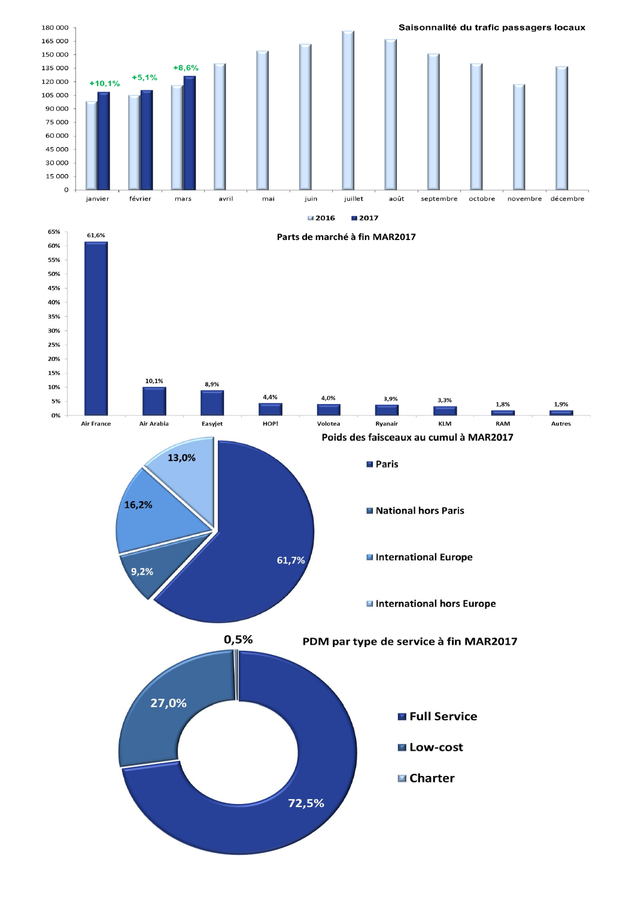Saisonnalité du trafic passagers locaux

180 000
165 000
150 000
135 000
120 000
105 000
90 000
75 000
60 000
45 000
30 000
15 000
0

+10,1%
+5,1%
+8,6%

janvier
février
mars
avril
mai
juin
juillet
août
septembre
octobre
novembre
décembre

2016
2017

Parts de marché à fin MAR2017

65%
60%
55%
50%
45%
40%
35%
30%
25%
20%
15%
10%
5%
0%

Air France 61,6%
Air Arabia 10,1%
Easyjet 8,9%
HOP! 4,4%
Volotea 4,0%
Ryanair 3,9%
KLM 3,3%
RAM 1,8%
Autres 1,9%

Poids des faisceaux au cumul à MAR2017

61,7%
9,2%
16,2%
13,0%

Paris
National hors Paris
International Europe
International hors Europe

PDM par type de service à fin MAR2017

72,5%
27,0%
0,5%

Full Service
Low-cost
Charter